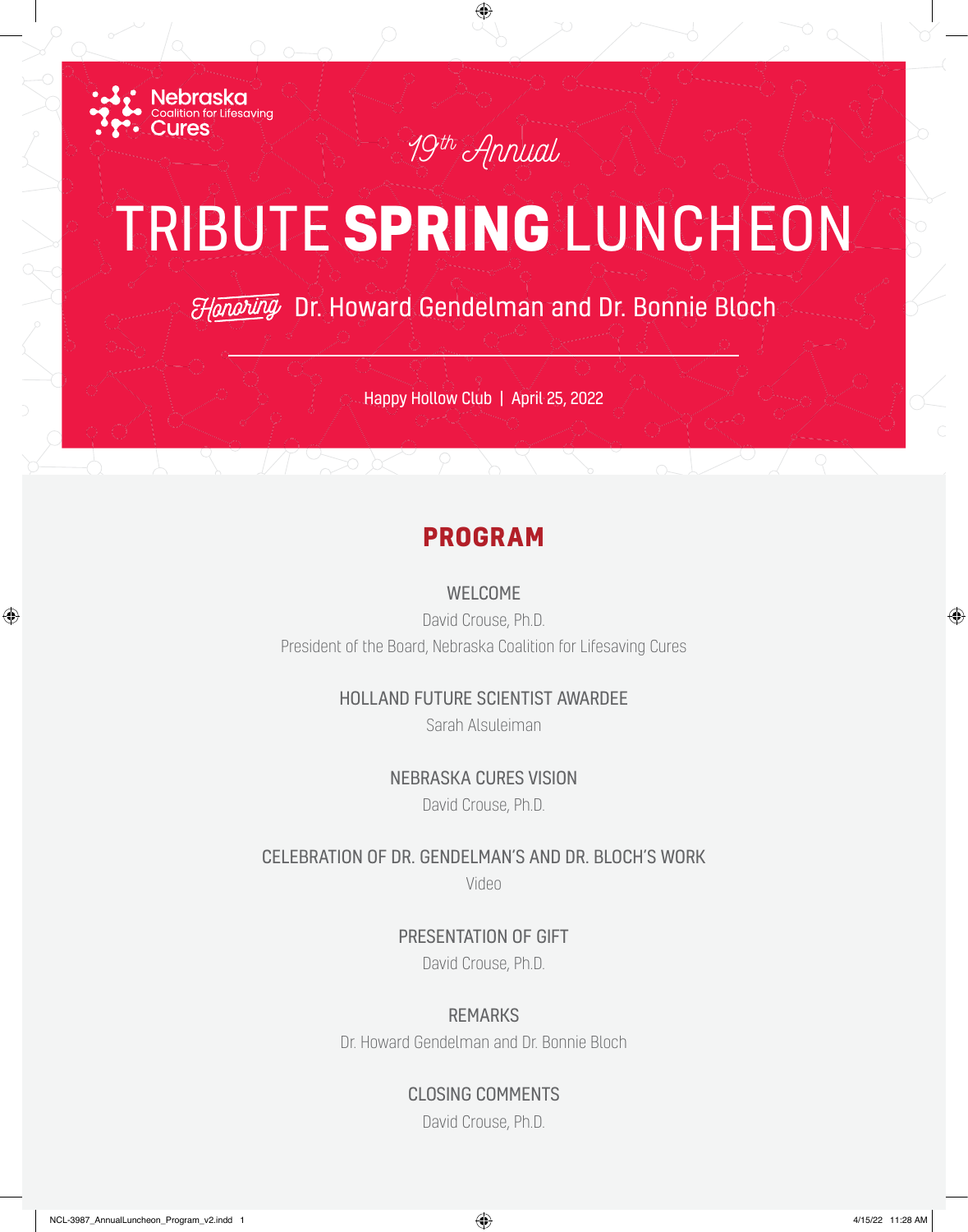Nebraska Coalition for Lifesaving Cures

*19th Annual*

# TRIBUTE **SPRING** LUNCHEON

*Honoring* Dr. Howard Gendelman and Dr. Bonnie Bloch

Happy Hollow Club | April 25, 2022

## PROGRAM

WELCOME
David Crouse, Ph.D.
President of the Board, Nebraska Coalition for Lifesaving Cures

HOLLAND FUTURE SCIENTIST AWARDEE
Sarah Alsuleiman

NEBRASKA CURES VISION
David Crouse, Ph.D.

CELEBRATION OF DR. GENDELMAN'S AND DR. BLOCH'S WORK
Video

PRESENTATION OF GIFT
David Crouse, Ph.D.

REMARKS
Dr. Howard Gendelman and Dr. Bonnie Bloch

CLOSING COMMENTS
David Crouse, Ph.D.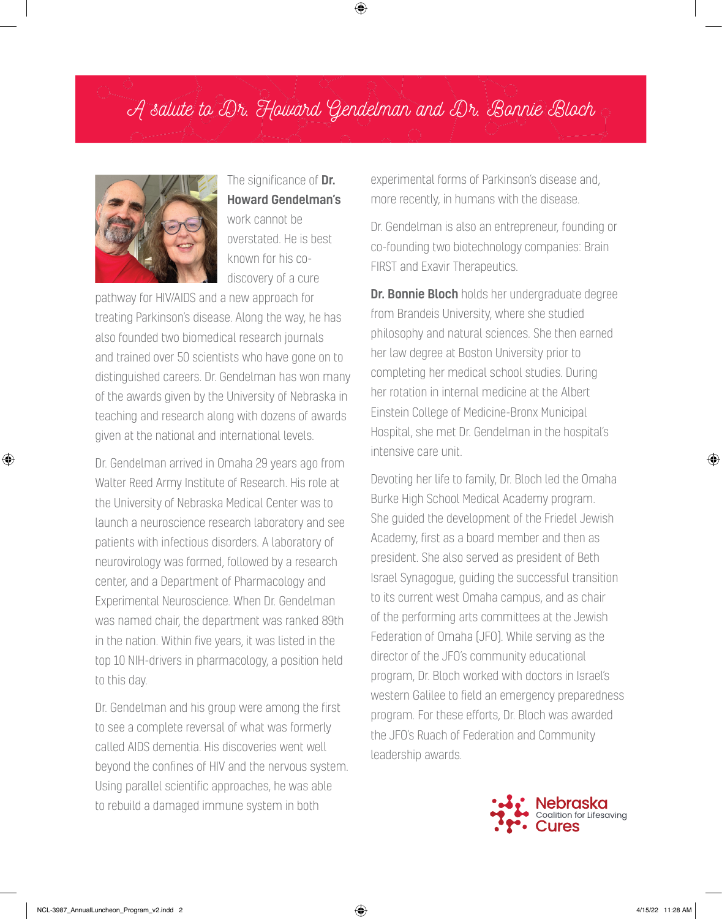# A salute to Dr. Howard Gendelman and Dr. Bonnie Bloch

The significance of **Dr. Howard Gendelman's** work cannot be overstated. He is best known for his co-discovery of a cure pathway for HIV/AIDS and a new approach for treating Parkinson's disease. Along the way, he has also founded two biomedical research journals and trained over 50 scientists who have gone on to distinguished careers. Dr. Gendelman has won many of the awards given by the University of Nebraska in teaching and research along with dozens of awards given at the national and international levels.

Dr. Gendelman arrived in Omaha 29 years ago from Walter Reed Army Institute of Research. His role at the University of Nebraska Medical Center was to launch a neuroscience research laboratory and see patients with infectious disorders. A laboratory of neurovirology was formed, followed by a research center, and a Department of Pharmacology and Experimental Neuroscience. When Dr. Gendelman was named chair, the department was ranked 89th in the nation. Within five years, it was listed in the top 10 NIH-drivers in pharmacology, a position held to this day.

Dr. Gendelman and his group were among the first to see a complete reversal of what was formerly called AIDS dementia. His discoveries went well beyond the confines of HIV and the nervous system. Using parallel scientific approaches, he was able to rebuild a damaged immune system in both experimental forms of Parkinson's disease and, more recently, in humans with the disease.

Dr. Gendelman is also an entrepreneur, founding or co-founding two biotechnology companies: Brain FIRST and Exavir Therapeutics.

**Dr. Bonnie Bloch** holds her undergraduate degree from Brandeis University, where she studied philosophy and natural sciences. She then earned her law degree at Boston University prior to completing her medical school studies. During her rotation in internal medicine at the Albert Einstein College of Medicine-Bronx Municipal Hospital, she met Dr. Gendelman in the hospital's intensive care unit.

Devoting her life to family, Dr. Bloch led the Omaha Burke High School Medical Academy program. She guided the development of the Friedel Jewish Academy, first as a board member and then as president. She also served as president of Beth Israel Synagogue, guiding the successful transition to its current west Omaha campus, and as chair of the performing arts committees at the Jewish Federation of Omaha (JFO). While serving as the director of the JFO's community educational program, Dr. Bloch worked with doctors in Israel's western Galilee to field an emergency preparedness program. For these efforts, Dr. Bloch was awarded the JFO's Ruach of Federation and Community leadership awards.

Nebraska Coalition for Lifesaving Cures